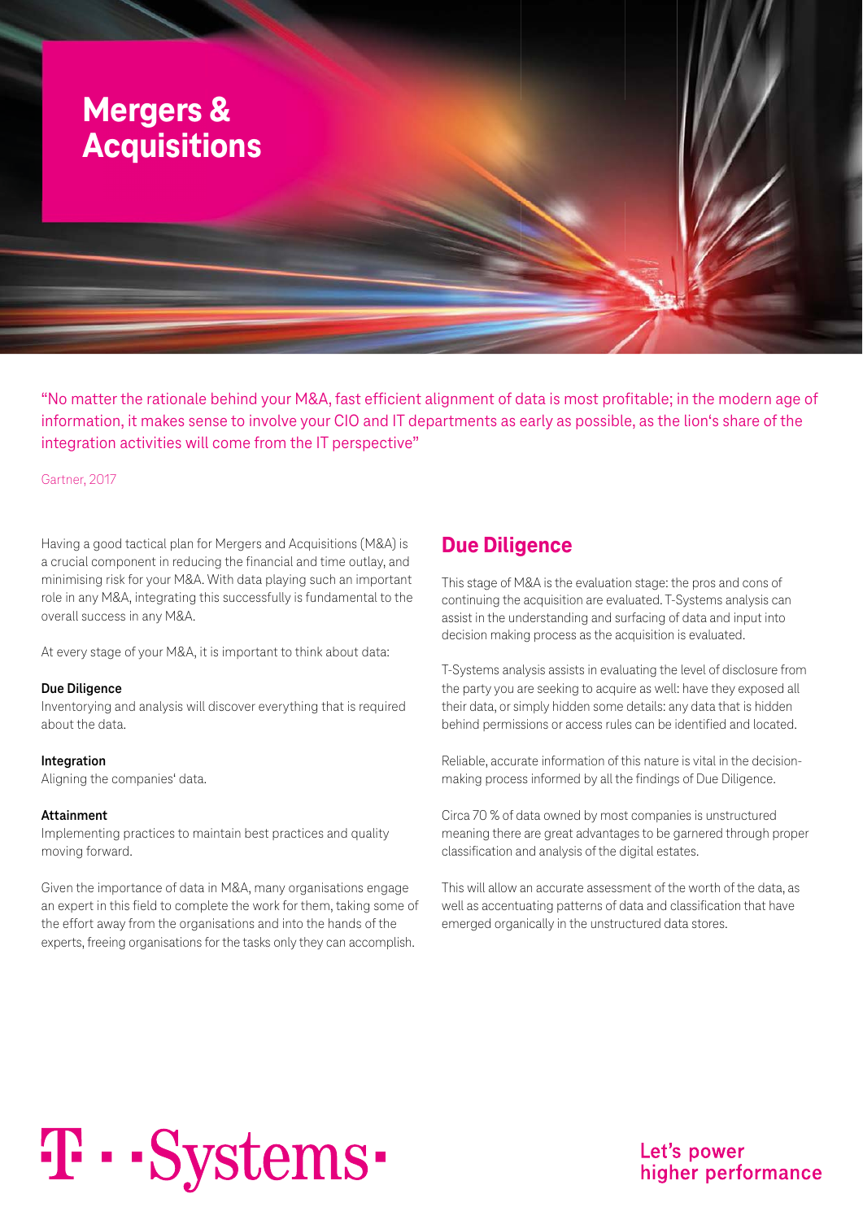# Mergers & Acquisitions

"No matter the rationale behind your M&A, fast efficient alignment of data is most profitable; in the modern age of information, it makes sense to involve your CIO and IT departments as early as possible, as the lion's share of the integration activities will come from the IT perspective"

Gartner, 2017

Having a good tactical plan for Mergers and Acquisitions (M&A) is a crucial component in reducing the financial and time outlay, and minimising risk for your M&A. With data playing such an important role in any M&A, integrating this successfully is fundamental to the overall success in any M&A.

At every stage of your M&A, it is important to think about data:

**Due Diligence**
Inventorying and analysis will discover everything that is required about the data.

**Integration**
Aligning the companies' data.

**Attainment**
Implementing practices to maintain best practices and quality moving forward.

Given the importance of data in M&A, many organisations engage an expert in this field to complete the work for them, taking some of the effort away from the organisations and into the hands of the experts, freeing organisations for the tasks only they can accomplish.

## Due Diligence

This stage of M&A is the evaluation stage: the pros and cons of continuing the acquisition are evaluated. T-Systems analysis can assist in the understanding and surfacing of data and input into decision making process as the acquisition is evaluated.

T-Systems analysis assists in evaluating the level of disclosure from the party you are seeking to acquire as well: have they exposed all their data, or simply hidden some details: any data that is hidden behind permissions or access rules can be identified and located.

Reliable, accurate information of this nature is vital in the decision-making process informed by all the findings of Due Diligence.

Circa 70 % of data owned by most companies is unstructured meaning there are great advantages to be garnered through proper classification and analysis of the digital estates.

This will allow an accurate assessment of the worth of the data, as well as accentuating patterns of data and classification that have emerged organically in the unstructured data stores.

T · ·Systems·

Let's power higher performance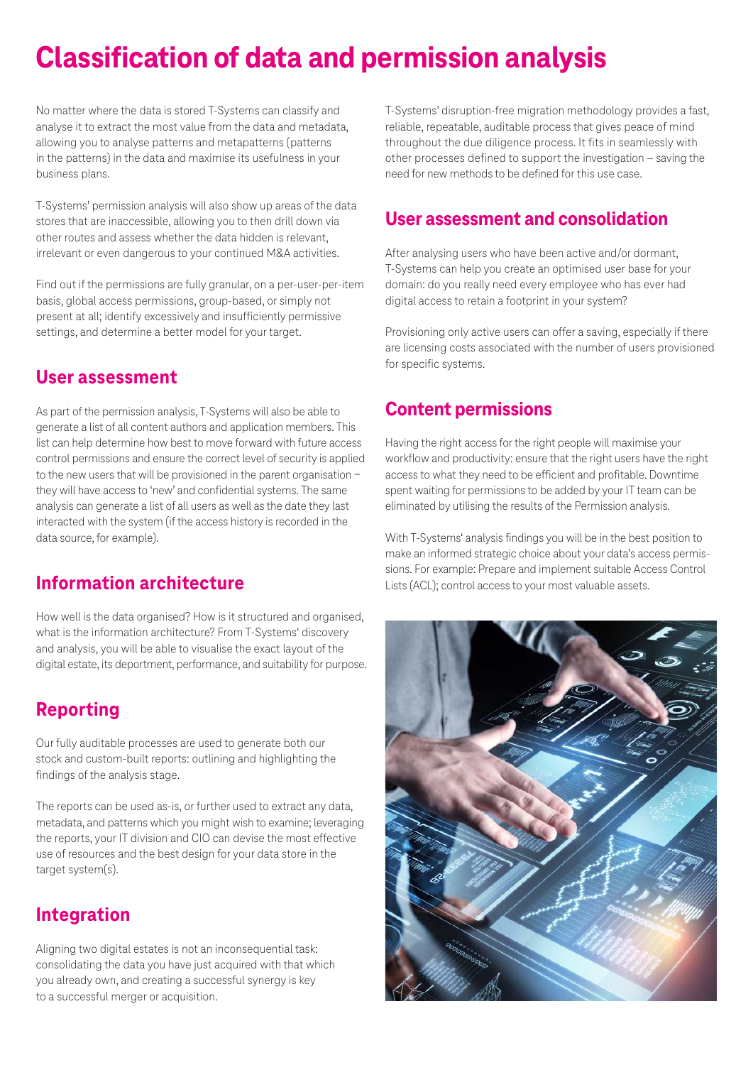# Classification of data and permission analysis

No matter where the data is stored T-Systems can classify and analyse it to extract the most value from the data and metadata, allowing you to analyse patterns and metapatterns (patterns in the patterns) in the data and maximise its usefulness in your business plans.

T-Systems' permission analysis will also show up areas of the data stores that are inaccessible, allowing you to then drill down via other routes and assess whether the data hidden is relevant, irrelevant or even dangerous to your continued M&A activities.

Find out if the permissions are fully granular, on a per-user-per-item basis, global access permissions, group-based, or simply not present at all; identify excessively and insufficiently permissive settings, and determine a better model for your target.

## User assessment

As part of the permission analysis, T-Systems will also be able to generate a list of all content authors and application members. This list can help determine how best to move forward with future access control permissions and ensure the correct level of security is applied to the new users that will be provisioned in the parent organisation – they will have access to 'new' and confidential systems. The same analysis can generate a list of all users as well as the date they last interacted with the system (if the access history is recorded in the data source, for example).

## Information architecture

How well is the data organised? How is it structured and organised, what is the information architecture? From T-Systems' discovery and analysis, you will be able to visualise the exact layout of the digital estate, its deportment, performance, and suitability for purpose.

## Reporting

Our fully auditable processes are used to generate both our stock and custom-built reports: outlining and highlighting the findings of the analysis stage.

The reports can be used as-is, or further used to extract any data, metadata, and patterns which you might wish to examine; leveraging the reports, your IT division and CIO can devise the most effective use of resources and the best design for your data store in the target system(s).

## Integration

Aligning two digital estates is not an inconsequential task: consolidating the data you have just acquired with that which you already own, and creating a successful synergy is key to a successful merger or acquisition.

T-Systems' disruption-free migration methodology provides a fast, reliable, repeatable, auditable process that gives peace of mind throughout the due diligence process. It fits in seamlessly with other processes defined to support the investigation – saving the need for new methods to be defined for this use case.

## User assessment and consolidation

After analysing users who have been active and/or dormant, T-Systems can help you create an optimised user base for your domain: do you really need every employee who has ever had digital access to retain a footprint in your system?

Provisioning only active users can offer a saving, especially if there are licensing costs associated with the number of users provisioned for specific systems.

## Content permissions

Having the right access for the right people will maximise your workflow and productivity: ensure that the right users have the right access to what they need to be efficient and profitable. Downtime spent waiting for permissions to be added by your IT team can be eliminated by utilising the results of the Permission analysis.

With T-Systems' analysis findings you will be in the best position to make an informed strategic choice about your data's access permissions. For example: Prepare and implement suitable Access Control Lists (ACL); control access to your most valuable assets.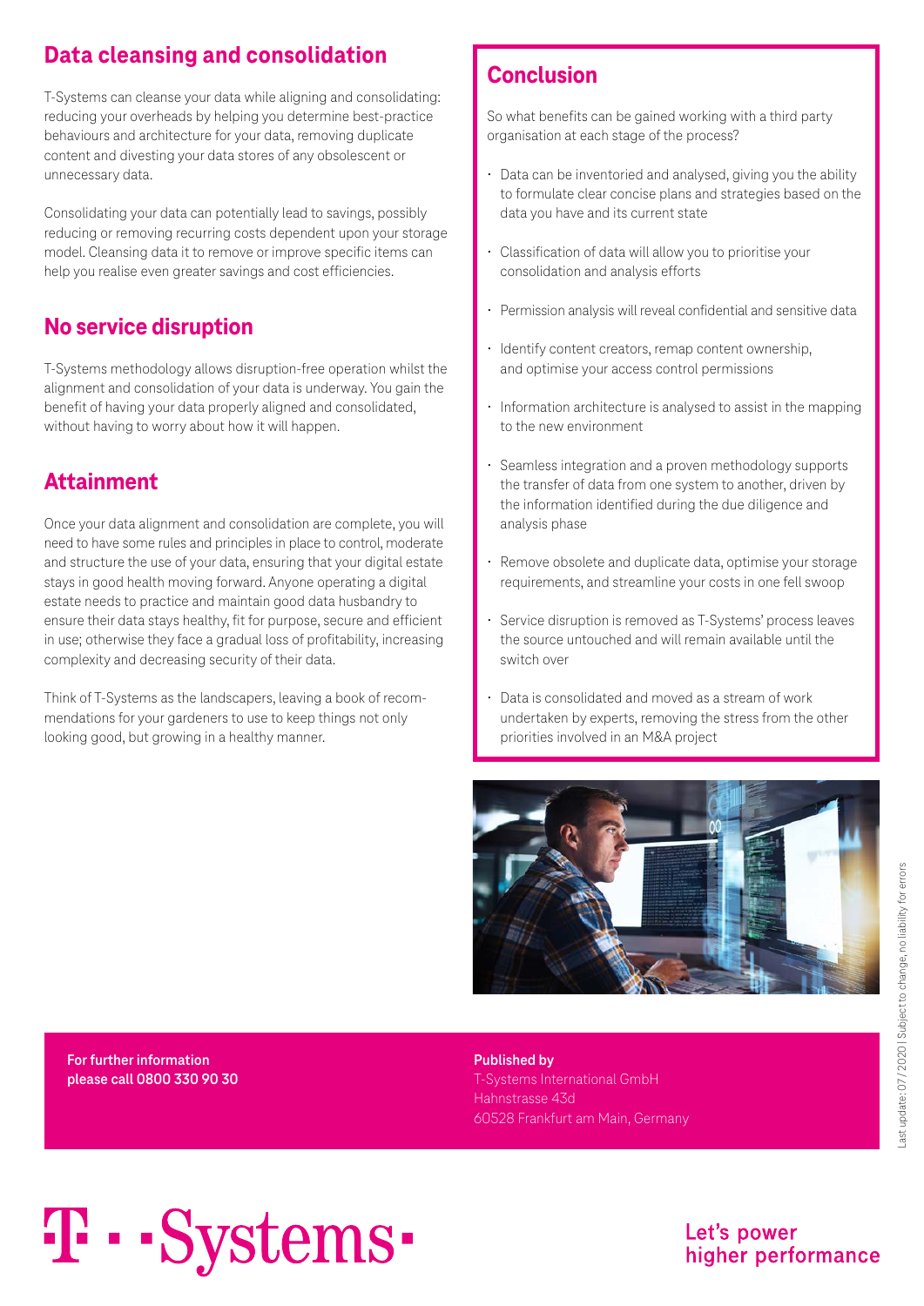## Data cleansing and consolidation

T-Systems can cleanse your data while aligning and consolidating: reducing your overheads by helping you determine best-practice behaviours and architecture for your data, removing duplicate content and divesting your data stores of any obsolescent or unnecessary data.

Consolidating your data can potentially lead to savings, possibly reducing or removing recurring costs dependent upon your storage model. Cleansing data it to remove or improve specific items can help you realise even greater savings and cost efficiencies.

## No service disruption

T-Systems methodology allows disruption-free operation whilst the alignment and consolidation of your data is underway. You gain the benefit of having your data properly aligned and consolidated, without having to worry about how it will happen.

## Attainment

Once your data alignment and consolidation are complete, you will need to have some rules and principles in place to control, moderate and structure the use of your data, ensuring that your digital estate stays in good health moving forward. Anyone operating a digital estate needs to practice and maintain good data husbandry to ensure their data stays healthy, fit for purpose, secure and efficient in use; otherwise they face a gradual loss of profitability, increasing complexity and decreasing security of their data.

Think of T-Systems as the landscapers, leaving a book of recommendations for your gardeners to use to keep things not only looking good, but growing in a healthy manner.

## Conclusion

So what benefits can be gained working with a third party organisation at each stage of the process?

- Data can be inventoried and analysed, giving you the ability to formulate clear concise plans and strategies based on the data you have and its current state
- Classification of data will allow you to prioritise your consolidation and analysis efforts
- Permission analysis will reveal confidential and sensitive data
- Identify content creators, remap content ownership, and optimise your access control permissions
- Information architecture is analysed to assist in the mapping to the new environment
- Seamless integration and a proven methodology supports the transfer of data from one system to another, driven by the information identified during the due diligence and analysis phase
- Remove obsolete and duplicate data, optimise your storage requirements, and streamline your costs in one fell swoop
- Service disruption is removed as T-Systems' process leaves the source untouched and will remain available until the switch over
- Data is consolidated and moved as a stream of work undertaken by experts, removing the stress from the other priorities involved in an M&A project

**For further information please call 0800 330 90 30**

**Published by**
T-Systems International GmbH
Hahnstrasse 43d
60528 Frankfurt am Main, Germany

Last update: 07/2020 | Subject to change, no liability for errors

T-Systems

Let's power higher performance